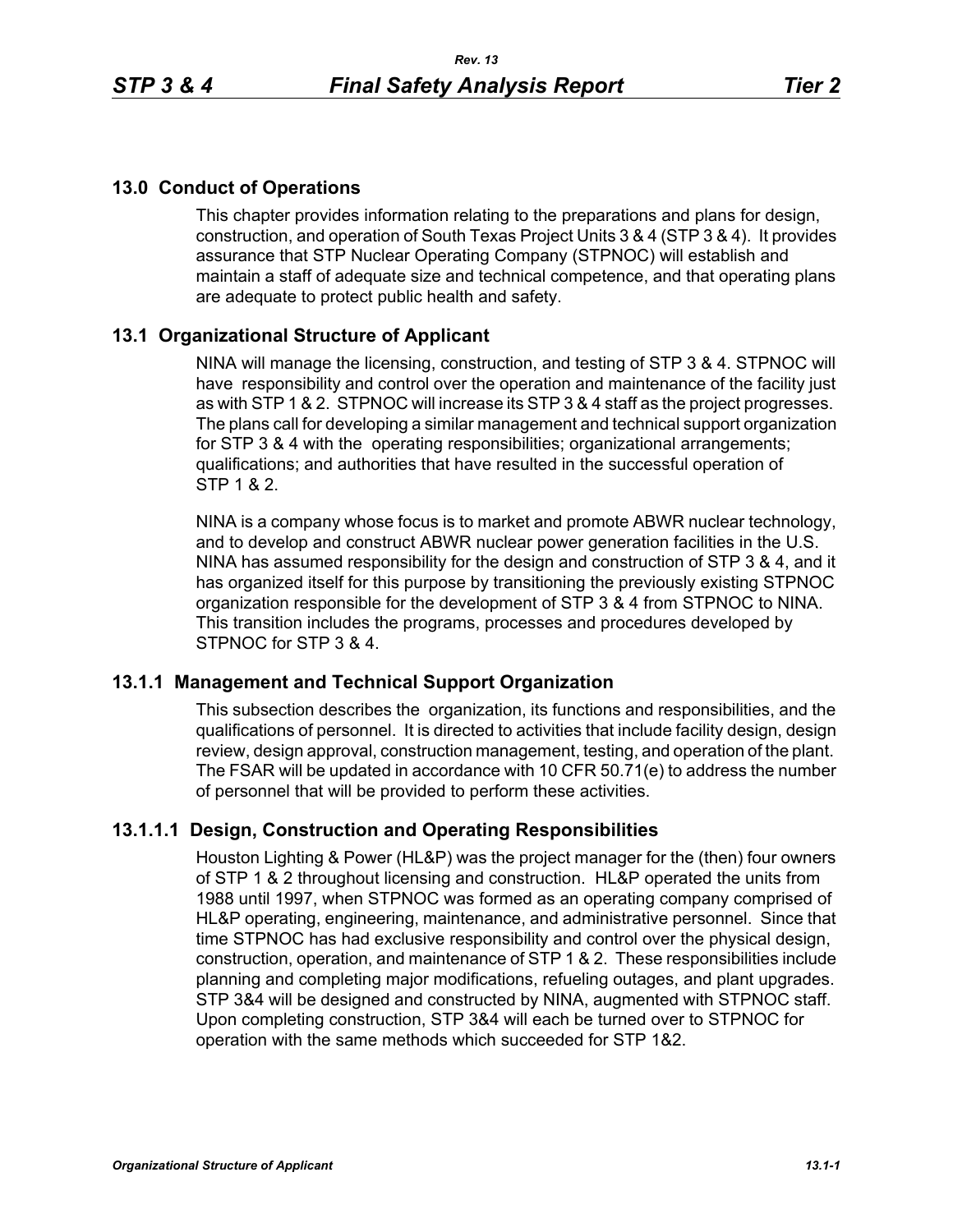# 13.0 Conduct of Operations

This chapter provides information relating to the preparations and plans for design, construction, and operation of South Texas Project Units 3 & 4 (STP 3 & 4). It provides assurance that STP Nuclear Operating Company (STPNOC) will establish and maintain a staff of adequate size and technical competence, and that operating plans are adequate to protect public health and safety.

## 13.1 Organizational Structure of Applicant

NINA will manage the licensing, construction, and testing of STP 3 & 4. STPNOC will have responsibility and control over the operation and maintenance of the facility just as with STP 1 & 2. STPNOC will increase its STP 3 & 4 staff as the project progresses. The plans call for developing a similar management and technical support organization for STP 3 & 4 with the operating responsibilities; organizational arrangements; qualifications; and authorities that have resulted in the successful operation of STP 1 & 2.

NINA is a company whose focus is to market and promote ABWR nuclear technology, and to develop and construct ABWR nuclear power generation facilities in the U.S. NINA has assumed responsibility for the design and construction of STP 3 & 4, and it has organized itself for this purpose by transitioning the previously existing STPNOC organization responsible for the development of STP 3 & 4 from STPNOC to NINA. This transition includes the programs, processes and procedures developed by STPNOC for STP 3 & 4.

### 13.1.1 Management and Technical Support Organization

This subsection describes the organization, its functions and responsibilities, and the qualifications of personnel. It is directed to activities that include facility design, design review, design approval, construction management, testing, and operation of the plant. The FSAR will be updated in accordance with 10 CFR 50.71(e) to address the number of personnel that will be provided to perform these activities.

#### 13.1.1.1 Design, Construction and Operating Responsibilities

Houston Lighting & Power (HL&P) was the project manager for the (then) four owners of STP 1 & 2 throughout licensing and construction. HL&P operated the units from 1988 until 1997, when STPNOC was formed as an operating company comprised of HL&P operating, engineering, maintenance, and administrative personnel. Since that time STPNOC has had exclusive responsibility and control over the physical design, construction, operation, and maintenance of STP 1 & 2. These responsibilities include planning and completing major modifications, refueling outages, and plant upgrades. STP 3&4 will be designed and constructed by NINA, augmented with STPNOC staff. Upon completing construction, STP 3&4 will each be turned over to STPNOC for operation with the same methods which succeeded for STP 1&2.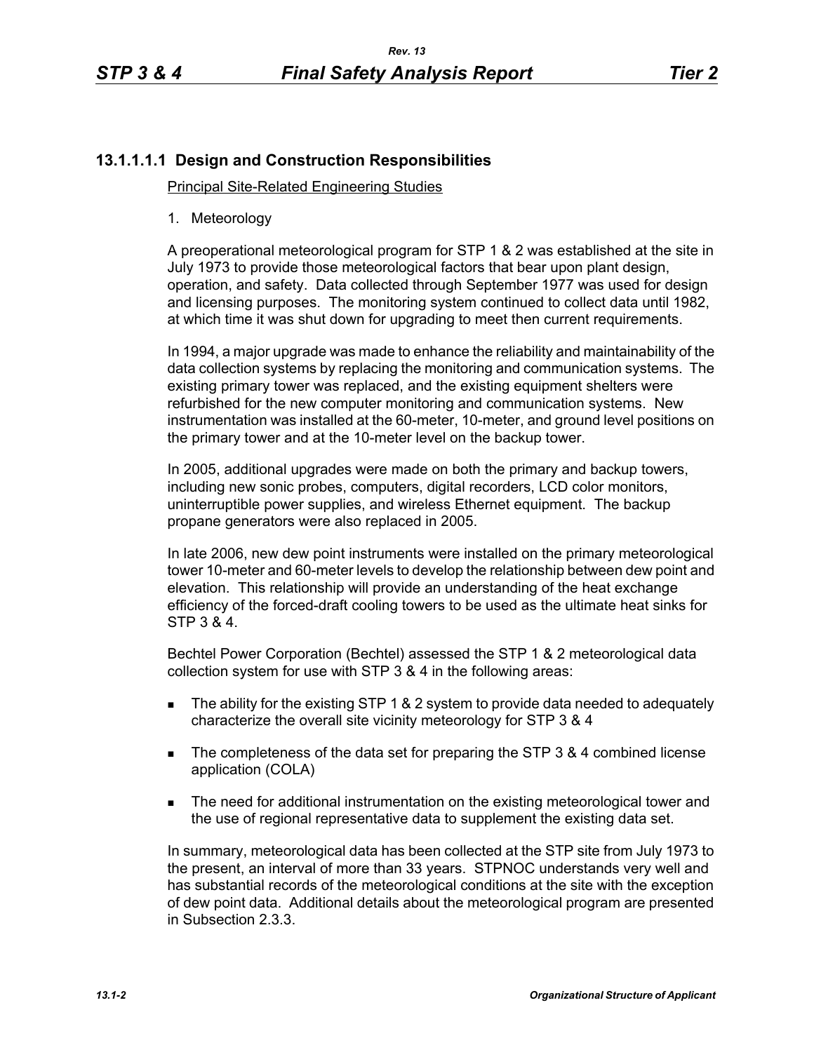### 13.1.1.1.1 Design and Construction Responsibilities

Principal Site-Related Engineering Studies

1. Meteorology

A preoperational meteorological program for STP 1 & 2 was established at the site in July 1973 to provide those meteorological factors that bear upon plant design, operation, and safety. Data collected through September 1977 was used for design and licensing purposes. The monitoring system continued to collect data until 1982, at which time it was shut down for upgrading to meet then current requirements.

In 1994, a major upgrade was made to enhance the reliability and maintainability of the data collection systems by replacing the monitoring and communication systems. The existing primary tower was replaced, and the existing equipment shelters were refurbished for the new computer monitoring and communication systems. New instrumentation was installed at the 60-meter, 10-meter, and ground level positions on the primary tower and at the 10-meter level on the backup tower.

In 2005, additional upgrades were made on both the primary and backup towers, including new sonic probes, computers, digital recorders, LCD color monitors, uninterruptible power supplies, and wireless Ethernet equipment. The backup propane generators were also replaced in 2005.

In late 2006, new dew point instruments were installed on the primary meteorological tower 10-meter and 60-meter levels to develop the relationship between dew point and elevation. This relationship will provide an understanding of the heat exchange efficiency of the forced-draft cooling towers to be used as the ultimate heat sinks for STP 3 & 4.

Bechtel Power Corporation (Bechtel) assessed the STP 1 & 2 meteorological data collection system for use with STP 3 & 4 in the following areas:

- The ability for the existing STP 1 & 2 system to provide data needed to adequately characterize the overall site vicinity meteorology for STP 3 & 4
- The completeness of the data set for preparing the STP 3 & 4 combined license application (COLA)
- The need for additional instrumentation on the existing meteorological tower and the use of regional representative data to supplement the existing data set.

In summary, meteorological data has been collected at the STP site from July 1973 to the present, an interval of more than 33 years. STPNOC understands very well and has substantial records of the meteorological conditions at the site with the exception of dew point data. Additional details about the meteorological program are presented in Subsection 2.3.3.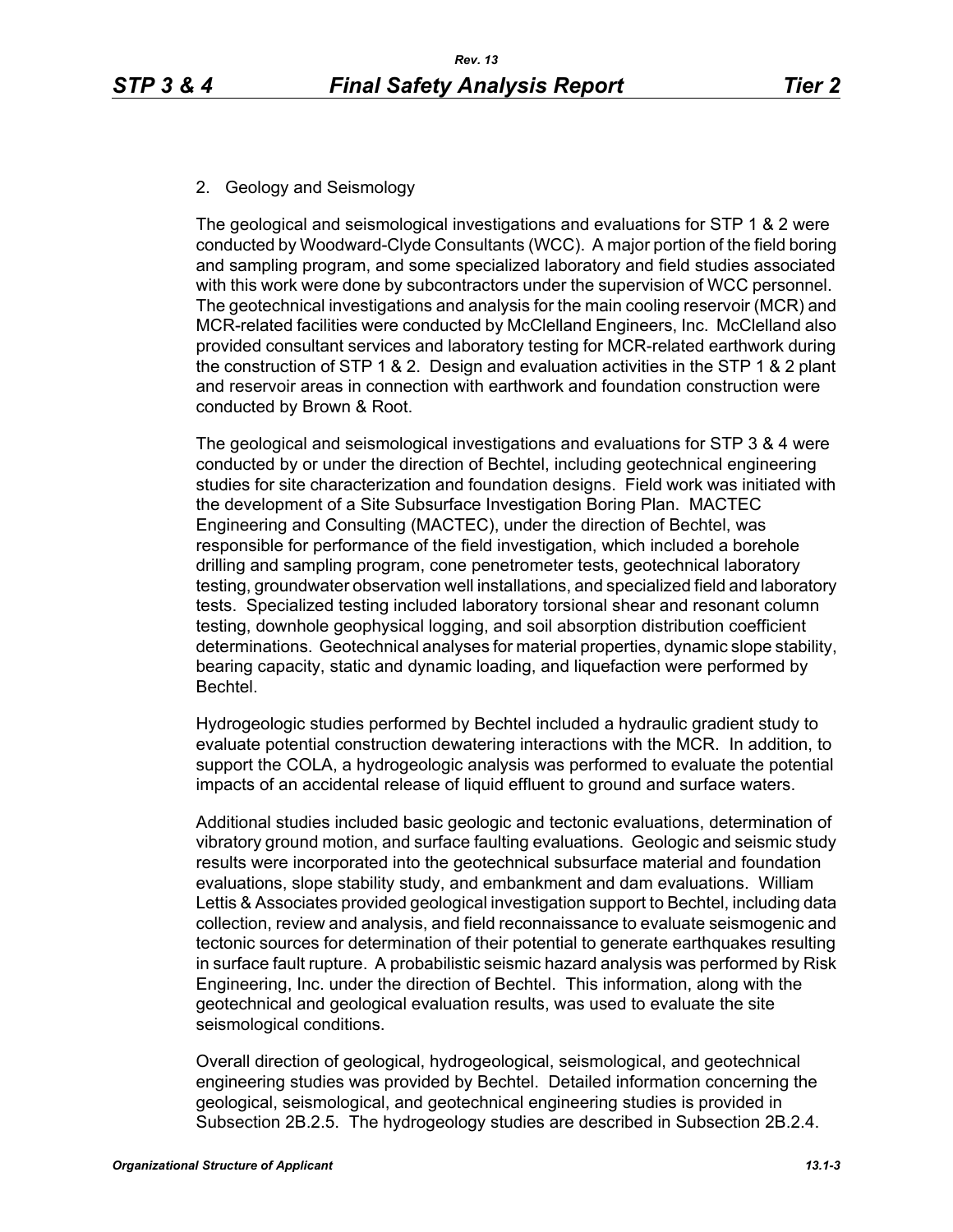2. Geology and Seismology

The geological and seismological investigations and evaluations for STP 1 & 2 were conducted by Woodward-Clyde Consultants (WCC). A major portion of the field boring and sampling program, and some specialized laboratory and field studies associated with this work were done by subcontractors under the supervision of WCC personnel. The geotechnical investigations and analysis for the main cooling reservoir (MCR) and MCR-related facilities were conducted by McClelland Engineers, Inc. McClelland also provided consultant services and laboratory testing for MCR-related earthwork during the construction of STP 1 & 2. Design and evaluation activities in the STP 1 & 2 plant and reservoir areas in connection with earthwork and foundation construction were conducted by Brown & Root.

The geological and seismological investigations and evaluations for STP 3 & 4 were conducted by or under the direction of Bechtel, including geotechnical engineering studies for site characterization and foundation designs. Field work was initiated with the development of a Site Subsurface Investigation Boring Plan. MACTEC Engineering and Consulting (MACTEC), under the direction of Bechtel, was responsible for performance of the field investigation, which included a borehole drilling and sampling program, cone penetrometer tests, geotechnical laboratory testing, groundwater observation well installations, and specialized field and laboratory tests. Specialized testing included laboratory torsional shear and resonant column testing, downhole geophysical logging, and soil absorption distribution coefficient determinations. Geotechnical analyses for material properties, dynamic slope stability, bearing capacity, static and dynamic loading, and liquefaction were performed by Bechtel.

Hydrogeologic studies performed by Bechtel included a hydraulic gradient study to evaluate potential construction dewatering interactions with the MCR. In addition, to support the COLA, a hydrogeologic analysis was performed to evaluate the potential impacts of an accidental release of liquid effluent to ground and surface waters.

Additional studies included basic geologic and tectonic evaluations, determination of vibratory ground motion, and surface faulting evaluations. Geologic and seismic study results were incorporated into the geotechnical subsurface material and foundation evaluations, slope stability study, and embankment and dam evaluations. William Lettis & Associates provided geological investigation support to Bechtel, including data collection, review and analysis, and field reconnaissance to evaluate seismogenic and tectonic sources for determination of their potential to generate earthquakes resulting in surface fault rupture. A probabilistic seismic hazard analysis was performed by Risk Engineering, Inc. under the direction of Bechtel. This information, along with the geotechnical and geological evaluation results, was used to evaluate the site seismological conditions.

Overall direction of geological, hydrogeological, seismological, and geotechnical engineering studies was provided by Bechtel. Detailed information concerning the geological, seismological, and geotechnical engineering studies is provided in Subsection 2B.2.5. The hydrogeology studies are described in Subsection 2B.2.4.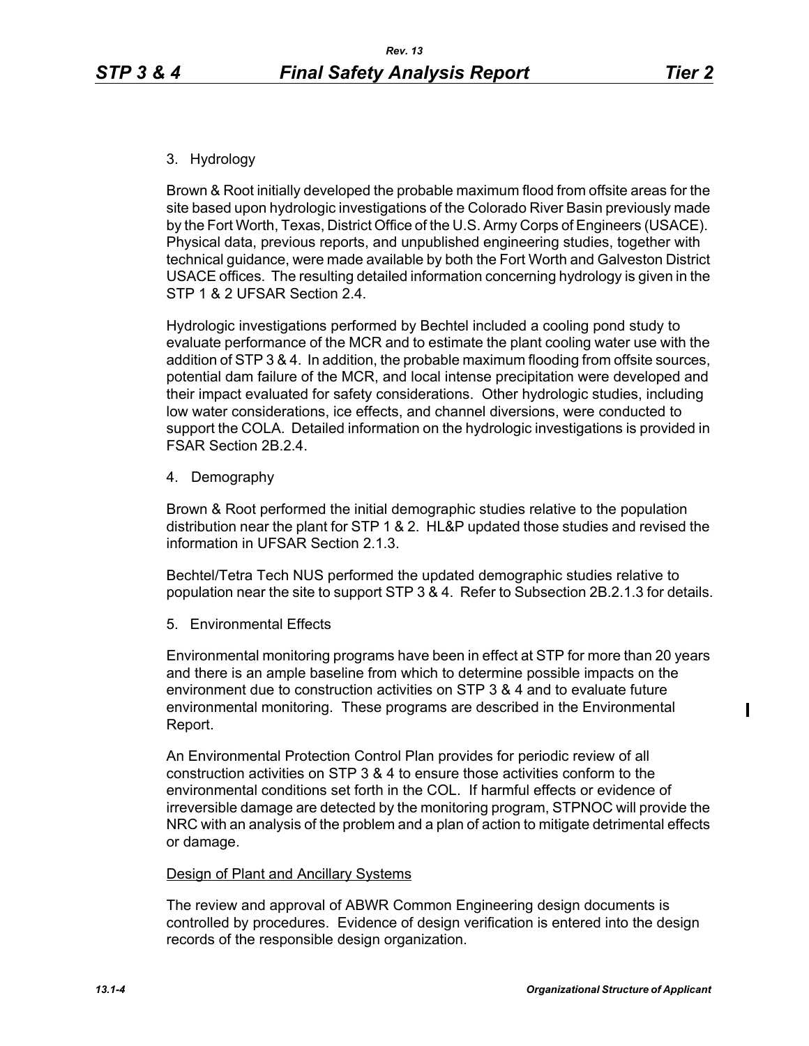3. Hydrology

Brown & Root initially developed the probable maximum flood from offsite areas for the site based upon hydrologic investigations of the Colorado River Basin previously made by the Fort Worth, Texas, District Office of the U.S. Army Corps of Engineers (USACE). Physical data, previous reports, and unpublished engineering studies, together with technical guidance, were made available by both the Fort Worth and Galveston District USACE offices. The resulting detailed information concerning hydrology is given in the STP 1 & 2 UFSAR Section 2.4.

Hydrologic investigations performed by Bechtel included a cooling pond study to evaluate performance of the MCR and to estimate the plant cooling water use with the addition of STP 3 & 4. In addition, the probable maximum flooding from offsite sources, potential dam failure of the MCR, and local intense precipitation were developed and their impact evaluated for safety considerations. Other hydrologic studies, including low water considerations, ice effects, and channel diversions, were conducted to support the COLA. Detailed information on the hydrologic investigations is provided in FSAR Section 2B.2.4.

4. Demography

Brown & Root performed the initial demographic studies relative to the population distribution near the plant for STP 1 & 2. HL&P updated those studies and revised the information in UFSAR Section 2.1.3.

Bechtel/Tetra Tech NUS performed the updated demographic studies relative to population near the site to support STP 3 & 4. Refer to Subsection 2B.2.1.3 for details.

5. Environmental Effects

Environmental monitoring programs have been in effect at STP for more than 20 years and there is an ample baseline from which to determine possible impacts on the environment due to construction activities on STP 3 & 4 and to evaluate future environmental monitoring. These programs are described in the Environmental Report.

An Environmental Protection Control Plan provides for periodic review of all construction activities on STP 3 & 4 to ensure those activities conform to the environmental conditions set forth in the COL. If harmful effects or evidence of irreversible damage are detected by the monitoring program, STPNOC will provide the NRC with an analysis of the problem and a plan of action to mitigate detrimental effects or damage.

Design of Plant and Ancillary Systems

The review and approval of ABWR Common Engineering design documents is controlled by procedures. Evidence of design verification is entered into the design records of the responsible design organization.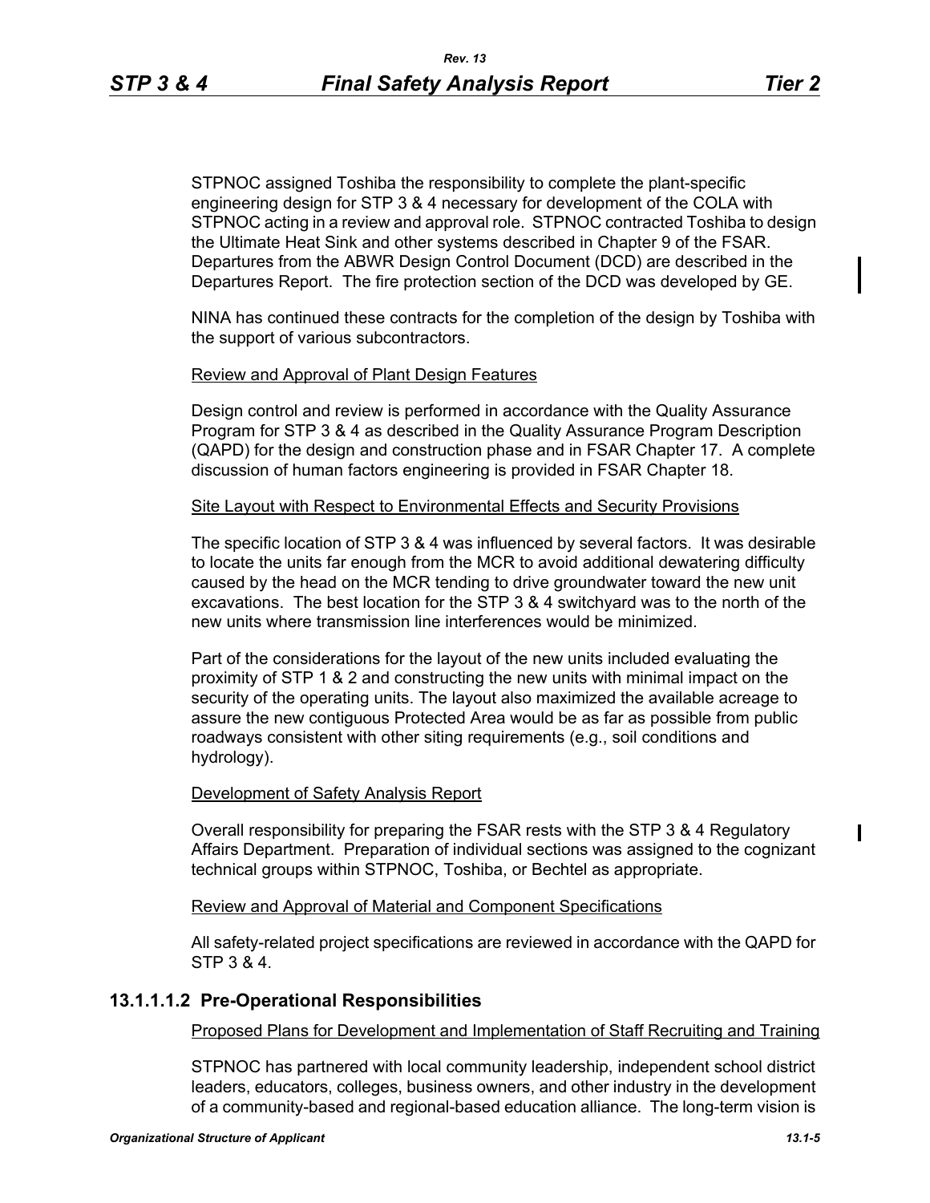STPNOC assigned Toshiba the responsibility to complete the plant-specific engineering design for STP 3 & 4 necessary for development of the COLA with STPNOC acting in a review and approval role. STPNOC contracted Toshiba to design the Ultimate Heat Sink and other systems described in Chapter 9 of the FSAR. Departures from the ABWR Design Control Document (DCD) are described in the Departures Report. The fire protection section of the DCD was developed by GE.

NINA has continued these contracts for the completion of the design by Toshiba with the support of various subcontractors.

Review and Approval of Plant Design Features

Design control and review is performed in accordance with the Quality Assurance Program for STP 3 & 4 as described in the Quality Assurance Program Description (QAPD) for the design and construction phase and in FSAR Chapter 17. A complete discussion of human factors engineering is provided in FSAR Chapter 18.

Site Layout with Respect to Environmental Effects and Security Provisions

The specific location of STP 3 & 4 was influenced by several factors. It was desirable to locate the units far enough from the MCR to avoid additional dewatering difficulty caused by the head on the MCR tending to drive groundwater toward the new unit excavations. The best location for the STP 3 & 4 switchyard was to the north of the new units where transmission line interferences would be minimized.

Part of the considerations for the layout of the new units included evaluating the proximity of STP 1 & 2 and constructing the new units with minimal impact on the security of the operating units. The layout also maximized the available acreage to assure the new contiguous Protected Area would be as far as possible from public roadways consistent with other siting requirements (e.g., soil conditions and hydrology).

Development of Safety Analysis Report

Overall responsibility for preparing the FSAR rests with the STP 3 & 4 Regulatory Affairs Department. Preparation of individual sections was assigned to the cognizant technical groups within STPNOC, Toshiba, or Bechtel as appropriate.

Review and Approval of Material and Component Specifications

All safety-related project specifications are reviewed in accordance with the QAPD for STP 3 & 4.

### 13.1.1.1.2 Pre-Operational Responsibilities

Proposed Plans for Development and Implementation of Staff Recruiting and Training

STPNOC has partnered with local community leadership, independent school district leaders, educators, colleges, business owners, and other industry in the development of a community-based and regional-based education alliance. The long-term vision is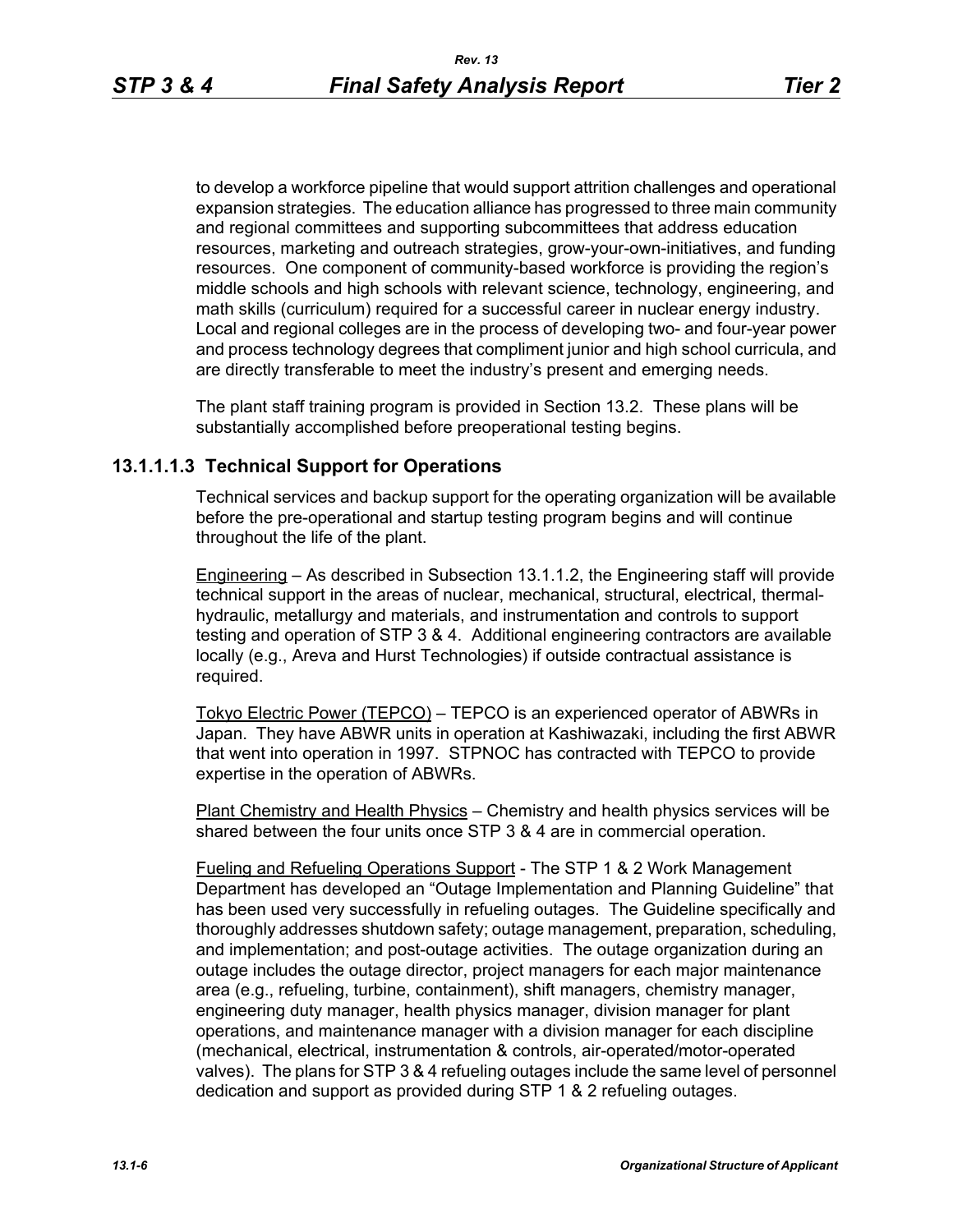to develop a workforce pipeline that would support attrition challenges and operational expansion strategies. The education alliance has progressed to three main community and regional committees and supporting subcommittees that address education resources, marketing and outreach strategies, grow-your-own-initiatives, and funding resources. One component of community-based workforce is providing the region's middle schools and high schools with relevant science, technology, engineering, and math skills (curriculum) required for a successful career in nuclear energy industry. Local and regional colleges are in the process of developing two- and four-year power and process technology degrees that compliment junior and high school curricula, and are directly transferable to meet the industry's present and emerging needs.

The plant staff training program is provided in Section 13.2. These plans will be substantially accomplished before preoperational testing begins.

### 13.1.1.1.3 Technical Support for Operations

Technical services and backup support for the operating organization will be available before the pre-operational and startup testing program begins and will continue throughout the life of the plant.

Engineering – As described in Subsection 13.1.1.2, the Engineering staff will provide technical support in the areas of nuclear, mechanical, structural, electrical, thermal-hydraulic, metallurgy and materials, and instrumentation and controls to support testing and operation of STP 3 & 4. Additional engineering contractors are available locally (e.g., Areva and Hurst Technologies) if outside contractual assistance is required.

Tokyo Electric Power (TEPCO) – TEPCO is an experienced operator of ABWRs in Japan. They have ABWR units in operation at Kashiwazaki, including the first ABWR that went into operation in 1997. STPNOC has contracted with TEPCO to provide expertise in the operation of ABWRs.

Plant Chemistry and Health Physics – Chemistry and health physics services will be shared between the four units once STP 3 & 4 are in commercial operation.

Fueling and Refueling Operations Support - The STP 1 & 2 Work Management Department has developed an "Outage Implementation and Planning Guideline" that has been used very successfully in refueling outages. The Guideline specifically and thoroughly addresses shutdown safety; outage management, preparation, scheduling, and implementation; and post-outage activities. The outage organization during an outage includes the outage director, project managers for each major maintenance area (e.g., refueling, turbine, containment), shift managers, chemistry manager, engineering duty manager, health physics manager, division manager for plant operations, and maintenance manager with a division manager for each discipline (mechanical, electrical, instrumentation & controls, air-operated/motor-operated valves). The plans for STP 3 & 4 refueling outages include the same level of personnel dedication and support as provided during STP 1 & 2 refueling outages.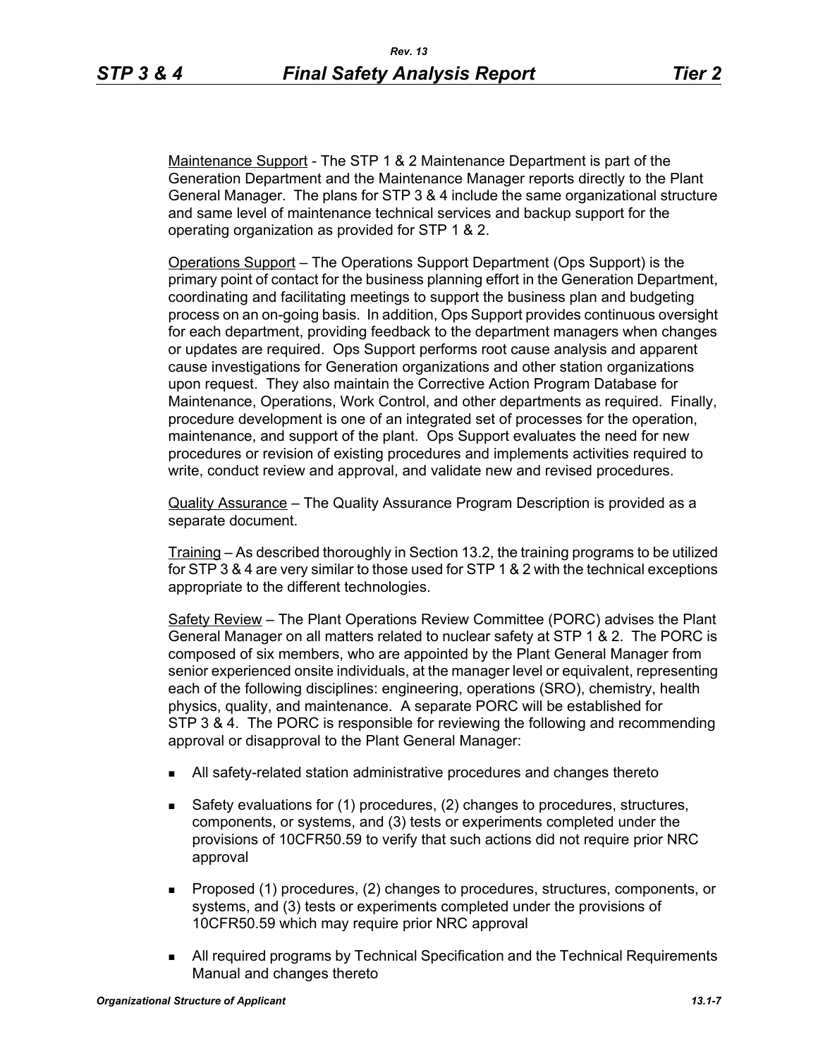<u>Maintenance Support</u> - The STP 1 & 2 Maintenance Department is part of the Generation Department and the Maintenance Manager reports directly to the Plant General Manager. The plans for STP 3 & 4 include the same organizational structure and same level of maintenance technical services and backup support for the operating organization as provided for STP 1 & 2.

<u>Operations Support</u> – The Operations Support Department (Ops Support) is the primary point of contact for the business planning effort in the Generation Department, coordinating and facilitating meetings to support the business plan and budgeting process on an on-going basis. In addition, Ops Support provides continuous oversight for each department, providing feedback to the department managers when changes or updates are required. Ops Support performs root cause analysis and apparent cause investigations for Generation organizations and other station organizations upon request. They also maintain the Corrective Action Program Database for Maintenance, Operations, Work Control, and other departments as required. Finally, procedure development is one of an integrated set of processes for the operation, maintenance, and support of the plant. Ops Support evaluates the need for new procedures or revision of existing procedures and implements activities required to write, conduct review and approval, and validate new and revised procedures.

<u>Quality Assurance</u> – The Quality Assurance Program Description is provided as a separate document.

<u>Training</u> – As described thoroughly in Section 13.2, the training programs to be utilized for STP 3 & 4 are very similar to those used for STP 1 & 2 with the technical exceptions appropriate to the different technologies.

<u>Safety Review</u> – The Plant Operations Review Committee (PORC) advises the Plant General Manager on all matters related to nuclear safety at STP 1 & 2. The PORC is composed of six members, who are appointed by the Plant General Manager from senior experienced onsite individuals, at the manager level or equivalent, representing each of the following disciplines: engineering, operations (SRO), chemistry, health physics, quality, and maintenance. A separate PORC will be established for STP 3 & 4. The PORC is responsible for reviewing the following and recommending approval or disapproval to the Plant General Manager:

- All safety-related station administrative procedures and changes thereto
- Safety evaluations for (1) procedures, (2) changes to procedures, structures, components, or systems, and (3) tests or experiments completed under the provisions of 10CFR50.59 to verify that such actions did not require prior NRC approval
- Proposed (1) procedures, (2) changes to procedures, structures, components, or systems, and (3) tests or experiments completed under the provisions of 10CFR50.59 which may require prior NRC approval
- All required programs by Technical Specification and the Technical Requirements Manual and changes thereto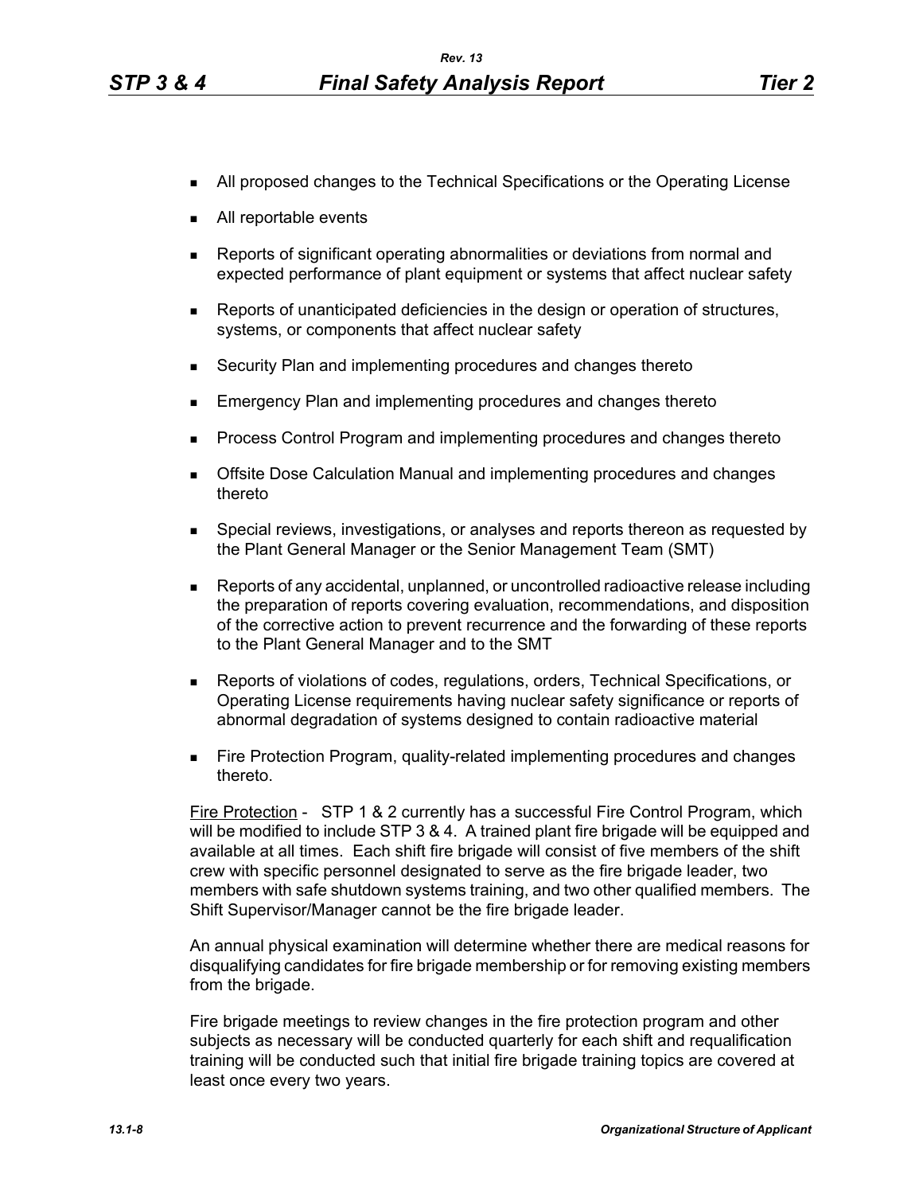- All proposed changes to the Technical Specifications or the Operating License
- All reportable events
- Reports of significant operating abnormalities or deviations from normal and expected performance of plant equipment or systems that affect nuclear safety
- Reports of unanticipated deficiencies in the design or operation of structures, systems, or components that affect nuclear safety
- Security Plan and implementing procedures and changes thereto
- Emergency Plan and implementing procedures and changes thereto
- Process Control Program and implementing procedures and changes thereto
- Offsite Dose Calculation Manual and implementing procedures and changes thereto
- Special reviews, investigations, or analyses and reports thereon as requested by the Plant General Manager or the Senior Management Team (SMT)
- Reports of any accidental, unplanned, or uncontrolled radioactive release including the preparation of reports covering evaluation, recommendations, and disposition of the corrective action to prevent recurrence and the forwarding of these reports to the Plant General Manager and to the SMT
- Reports of violations of codes, regulations, orders, Technical Specifications, or Operating License requirements having nuclear safety significance or reports of abnormal degradation of systems designed to contain radioactive material
- Fire Protection Program, quality-related implementing procedures and changes thereto.

Fire Protection - STP 1 & 2 currently has a successful Fire Control Program, which will be modified to include STP 3 & 4. A trained plant fire brigade will be equipped and available at all times. Each shift fire brigade will consist of five members of the shift crew with specific personnel designated to serve as the fire brigade leader, two members with safe shutdown systems training, and two other qualified members. The Shift Supervisor/Manager cannot be the fire brigade leader.

An annual physical examination will determine whether there are medical reasons for disqualifying candidates for fire brigade membership or for removing existing members from the brigade.

Fire brigade meetings to review changes in the fire protection program and other subjects as necessary will be conducted quarterly for each shift and requalification training will be conducted such that initial fire brigade training topics are covered at least once every two years.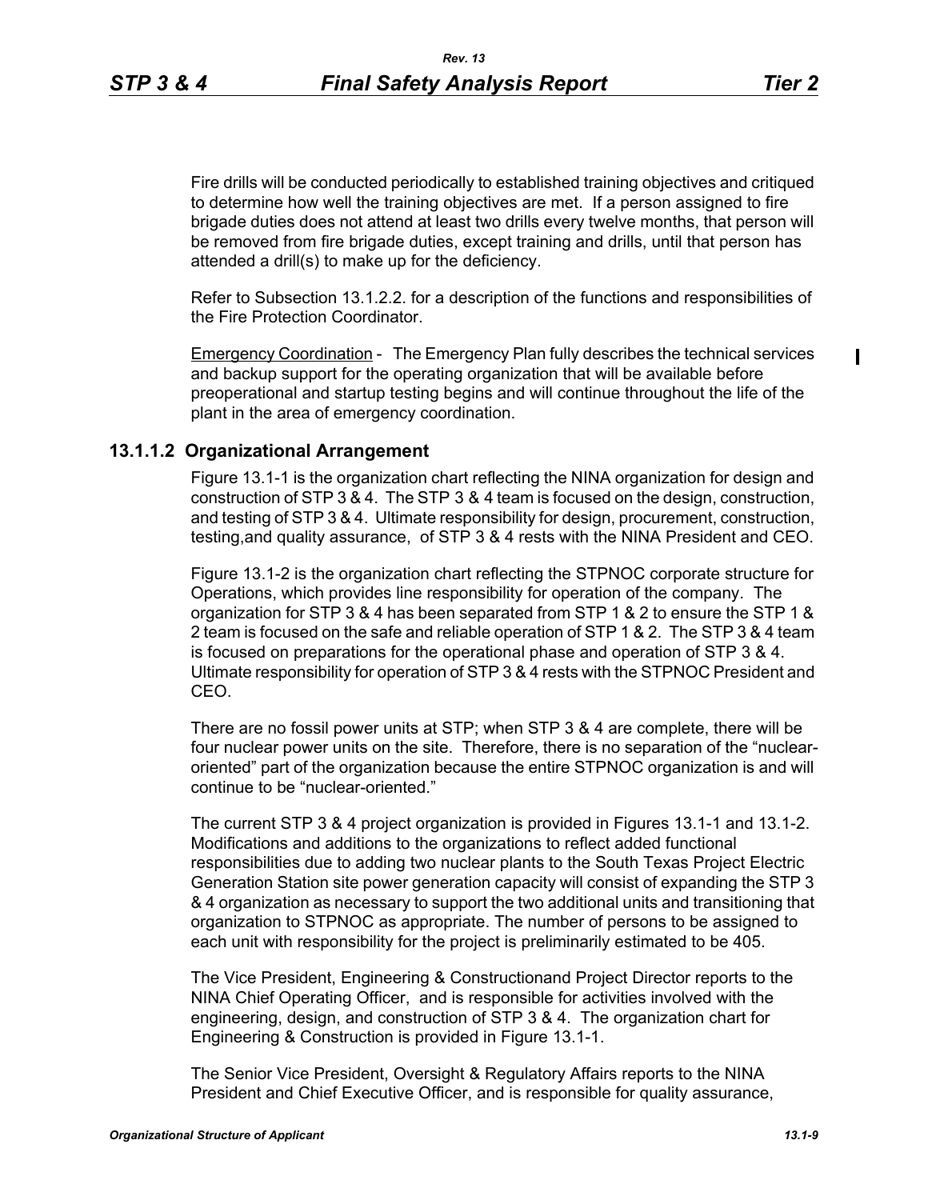Fire drills will be conducted periodically to established training objectives and critiqued to determine how well the training objectives are met. If a person assigned to fire brigade duties does not attend at least two drills every twelve months, that person will be removed from fire brigade duties, except training and drills, until that person has attended a drill(s) to make up for the deficiency.

Refer to Subsection 13.1.2.2. for a description of the functions and responsibilities of the Fire Protection Coordinator.

Emergency Coordination - The Emergency Plan fully describes the technical services and backup support for the operating organization that will be available before preoperational and startup testing begins and will continue throughout the life of the plant in the area of emergency coordination.

### 13.1.1.2 Organizational Arrangement

Figure 13.1-1 is the organization chart reflecting the NINA organization for design and construction of STP 3 & 4. The STP 3 & 4 team is focused on the design, construction, and testing of STP 3 & 4. Ultimate responsibility for design, procurement, construction, testing,and quality assurance, of STP 3 & 4 rests with the NINA President and CEO.

Figure 13.1-2 is the organization chart reflecting the STPNOC corporate structure for Operations, which provides line responsibility for operation of the company. The organization for STP 3 & 4 has been separated from STP 1 & 2 to ensure the STP 1 & 2 team is focused on the safe and reliable operation of STP 1 & 2. The STP 3 & 4 team is focused on preparations for the operational phase and operation of STP 3 & 4. Ultimate responsibility for operation of STP 3 & 4 rests with the STPNOC President and CEO.

There are no fossil power units at STP; when STP 3 & 4 are complete, there will be four nuclear power units on the site. Therefore, there is no separation of the "nuclear-oriented" part of the organization because the entire STPNOC organization is and will continue to be "nuclear-oriented."

The current STP 3 & 4 project organization is provided in Figures 13.1-1 and 13.1-2. Modifications and additions to the organizations to reflect added functional responsibilities due to adding two nuclear plants to the South Texas Project Electric Generation Station site power generation capacity will consist of expanding the STP 3 & 4 organization as necessary to support the two additional units and transitioning that organization to STPNOC as appropriate. The number of persons to be assigned to each unit with responsibility for the project is preliminarily estimated to be 405.

The Vice President, Engineering & Constructionand Project Director reports to the NINA Chief Operating Officer, and is responsible for activities involved with the engineering, design, and construction of STP 3 & 4. The organization chart for Engineering & Construction is provided in Figure 13.1-1.

The Senior Vice President, Oversight & Regulatory Affairs reports to the NINA President and Chief Executive Officer, and is responsible for quality assurance,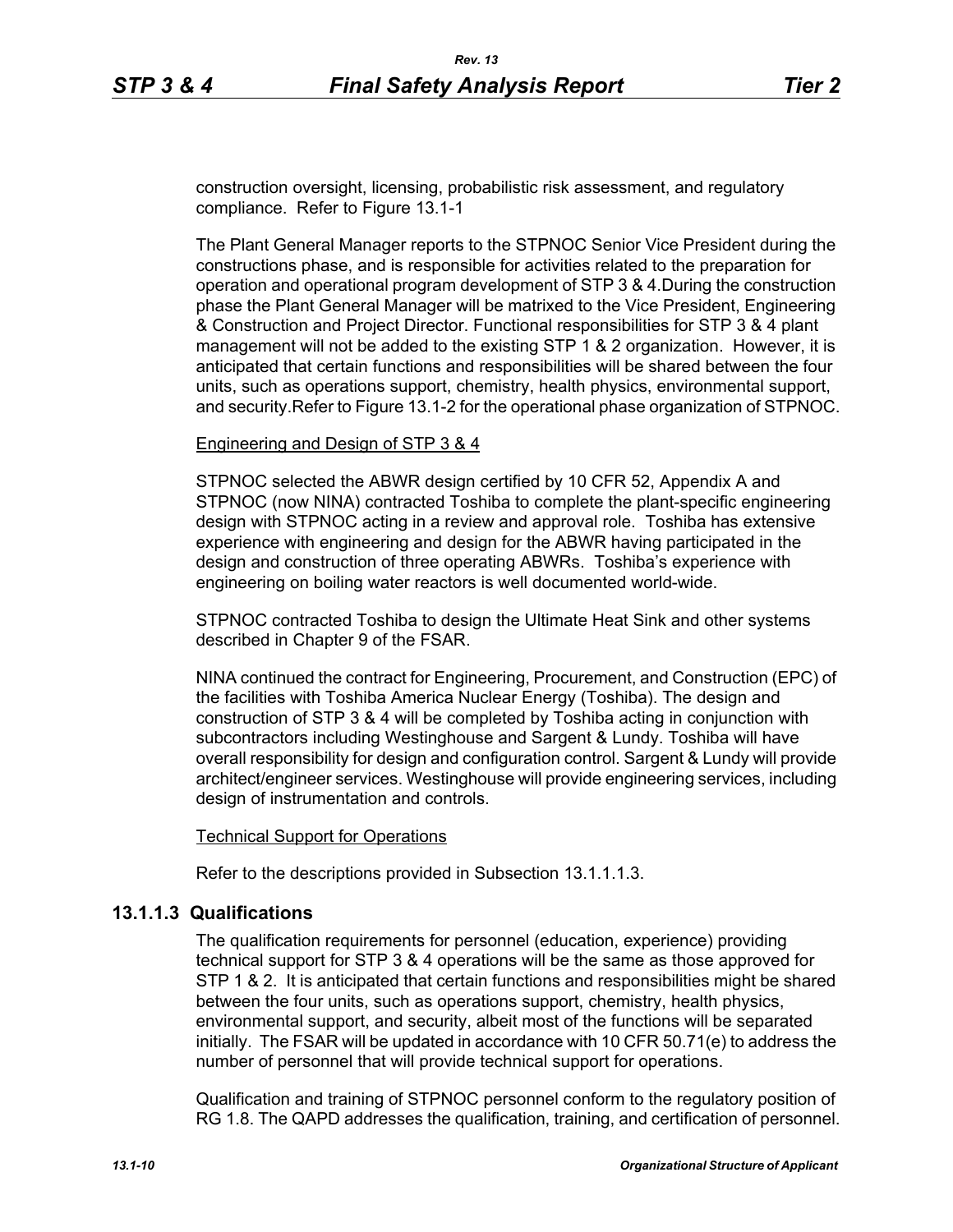construction oversight, licensing, probabilistic risk assessment, and regulatory compliance. Refer to Figure 13.1-1

The Plant General Manager reports to the STPNOC Senior Vice President during the constructions phase, and is responsible for activities related to the preparation for operation and operational program development of STP 3 & 4.During the construction phase the Plant General Manager will be matrixed to the Vice President, Engineering & Construction and Project Director. Functional responsibilities for STP 3 & 4 plant management will not be added to the existing STP 1 & 2 organization. However, it is anticipated that certain functions and responsibilities will be shared between the four units, such as operations support, chemistry, health physics, environmental support, and security.Refer to Figure 13.1-2 for the operational phase organization of STPNOC.

Engineering and Design of STP 3 & 4

STPNOC selected the ABWR design certified by 10 CFR 52, Appendix A and STPNOC (now NINA) contracted Toshiba to complete the plant-specific engineering design with STPNOC acting in a review and approval role. Toshiba has extensive experience with engineering and design for the ABWR having participated in the design and construction of three operating ABWRs. Toshiba's experience with engineering on boiling water reactors is well documented world-wide.

STPNOC contracted Toshiba to design the Ultimate Heat Sink and other systems described in Chapter 9 of the FSAR.

NINA continued the contract for Engineering, Procurement, and Construction (EPC) of the facilities with Toshiba America Nuclear Energy (Toshiba). The design and construction of STP 3 & 4 will be completed by Toshiba acting in conjunction with subcontractors including Westinghouse and Sargent & Lundy. Toshiba will have overall responsibility for design and configuration control. Sargent & Lundy will provide architect/engineer services. Westinghouse will provide engineering services, including design of instrumentation and controls.

Technical Support for Operations

Refer to the descriptions provided in Subsection 13.1.1.1.3.

### 13.1.1.3 Qualifications

The qualification requirements for personnel (education, experience) providing technical support for STP 3 & 4 operations will be the same as those approved for STP 1 & 2. It is anticipated that certain functions and responsibilities might be shared between the four units, such as operations support, chemistry, health physics, environmental support, and security, albeit most of the functions will be separated initially. The FSAR will be updated in accordance with 10 CFR 50.71(e) to address the number of personnel that will provide technical support for operations.

Qualification and training of STPNOC personnel conform to the regulatory position of RG 1.8. The QAPD addresses the qualification, training, and certification of personnel.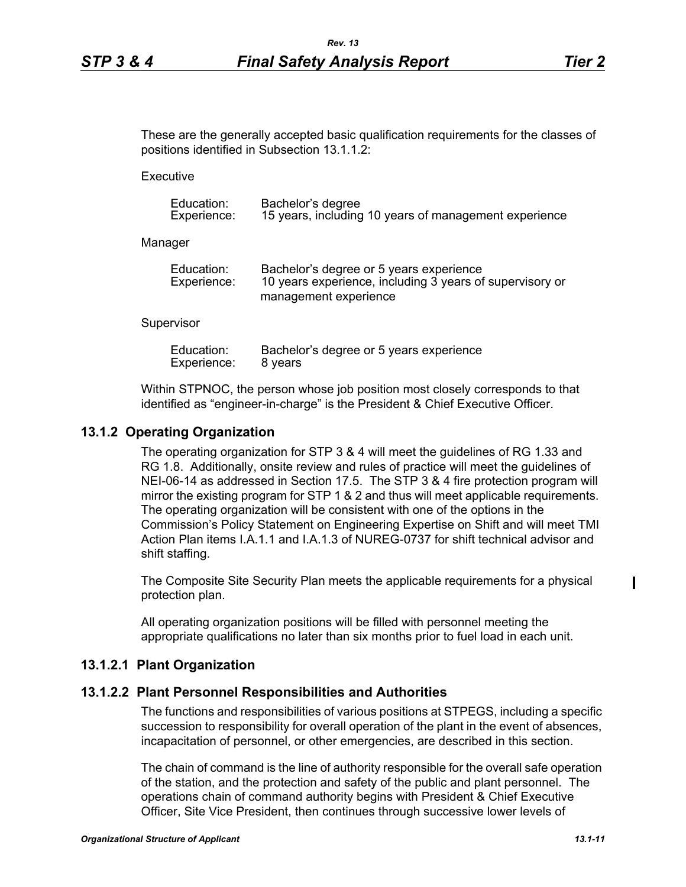These are the generally accepted basic qualification requirements for the classes of positions identified in Subsection 13.1.1.2:

Executive

| | |
|---|---|
| Education: | Bachelor's degree |
| Experience: | 15 years, including 10 years of management experience |

Manager

| | |
|---|---|
| Education: | Bachelor's degree or 5 years experience |
| Experience: | 10 years experience, including 3 years of supervisory or management experience |

Supervisor

| | |
|---|---|
| Education: | Bachelor's degree or 5 years experience |
| Experience: | 8 years |

Within STPNOC, the person whose job position most closely corresponds to that identified as "engineer-in-charge" is the President & Chief Executive Officer.

## 13.1.2 Operating Organization

The operating organization for STP 3 & 4 will meet the guidelines of RG 1.33 and RG 1.8. Additionally, onsite review and rules of practice will meet the guidelines of NEI-06-14 as addressed in Section 17.5. The STP 3 & 4 fire protection program will mirror the existing program for STP 1 & 2 and thus will meet applicable requirements. The operating organization will be consistent with one of the options in the Commission's Policy Statement on Engineering Expertise on Shift and will meet TMI Action Plan items I.A.1.1 and I.A.1.3 of NUREG-0737 for shift technical advisor and shift staffing.

The Composite Site Security Plan meets the applicable requirements for a physical protection plan.

All operating organization positions will be filled with personnel meeting the appropriate qualifications no later than six months prior to fuel load in each unit.

### 13.1.2.1 Plant Organization

### 13.1.2.2 Plant Personnel Responsibilities and Authorities

The functions and responsibilities of various positions at STPEGS, including a specific succession to responsibility for overall operation of the plant in the event of absences, incapacitation of personnel, or other emergencies, are described in this section.

The chain of command is the line of authority responsible for the overall safe operation of the station, and the protection and safety of the public and plant personnel. The operations chain of command authority begins with President & Chief Executive Officer, Site Vice President, then continues through successive lower levels of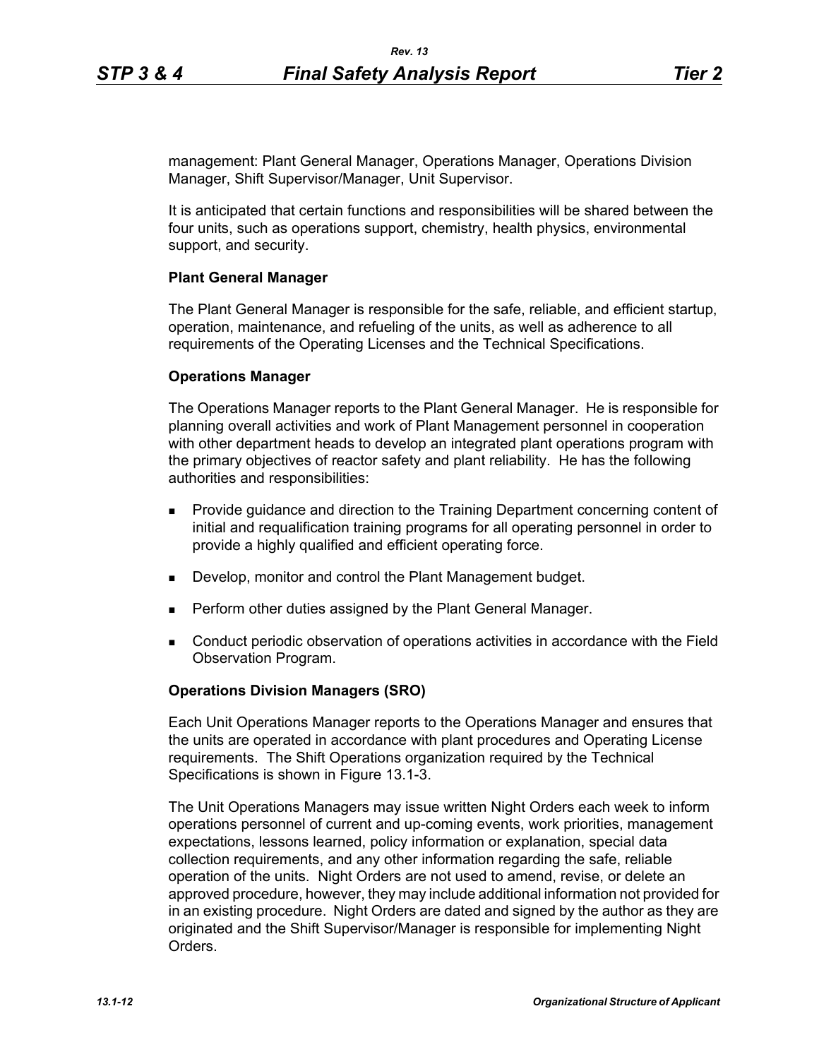management: Plant General Manager, Operations Manager, Operations Division Manager, Shift Supervisor/Manager, Unit Supervisor.

It is anticipated that certain functions and responsibilities will be shared between the four units, such as operations support, chemistry, health physics, environmental support, and security.

**Plant General Manager**

The Plant General Manager is responsible for the safe, reliable, and efficient startup, operation, maintenance, and refueling of the units, as well as adherence to all requirements of the Operating Licenses and the Technical Specifications.

**Operations Manager**

The Operations Manager reports to the Plant General Manager. He is responsible for planning overall activities and work of Plant Management personnel in cooperation with other department heads to develop an integrated plant operations program with the primary objectives of reactor safety and plant reliability. He has the following authorities and responsibilities:

- Provide guidance and direction to the Training Department concerning content of initial and requalification training programs for all operating personnel in order to provide a highly qualified and efficient operating force.
- Develop, monitor and control the Plant Management budget.
- Perform other duties assigned by the Plant General Manager.
- Conduct periodic observation of operations activities in accordance with the Field Observation Program.

**Operations Division Managers (SRO)**

Each Unit Operations Manager reports to the Operations Manager and ensures that the units are operated in accordance with plant procedures and Operating License requirements. The Shift Operations organization required by the Technical Specifications is shown in Figure 13.1-3.

The Unit Operations Managers may issue written Night Orders each week to inform operations personnel of current and up-coming events, work priorities, management expectations, lessons learned, policy information or explanation, special data collection requirements, and any other information regarding the safe, reliable operation of the units. Night Orders are not used to amend, revise, or delete an approved procedure, however, they may include additional information not provided for in an existing procedure. Night Orders are dated and signed by the author as they are originated and the Shift Supervisor/Manager is responsible for implementing Night Orders.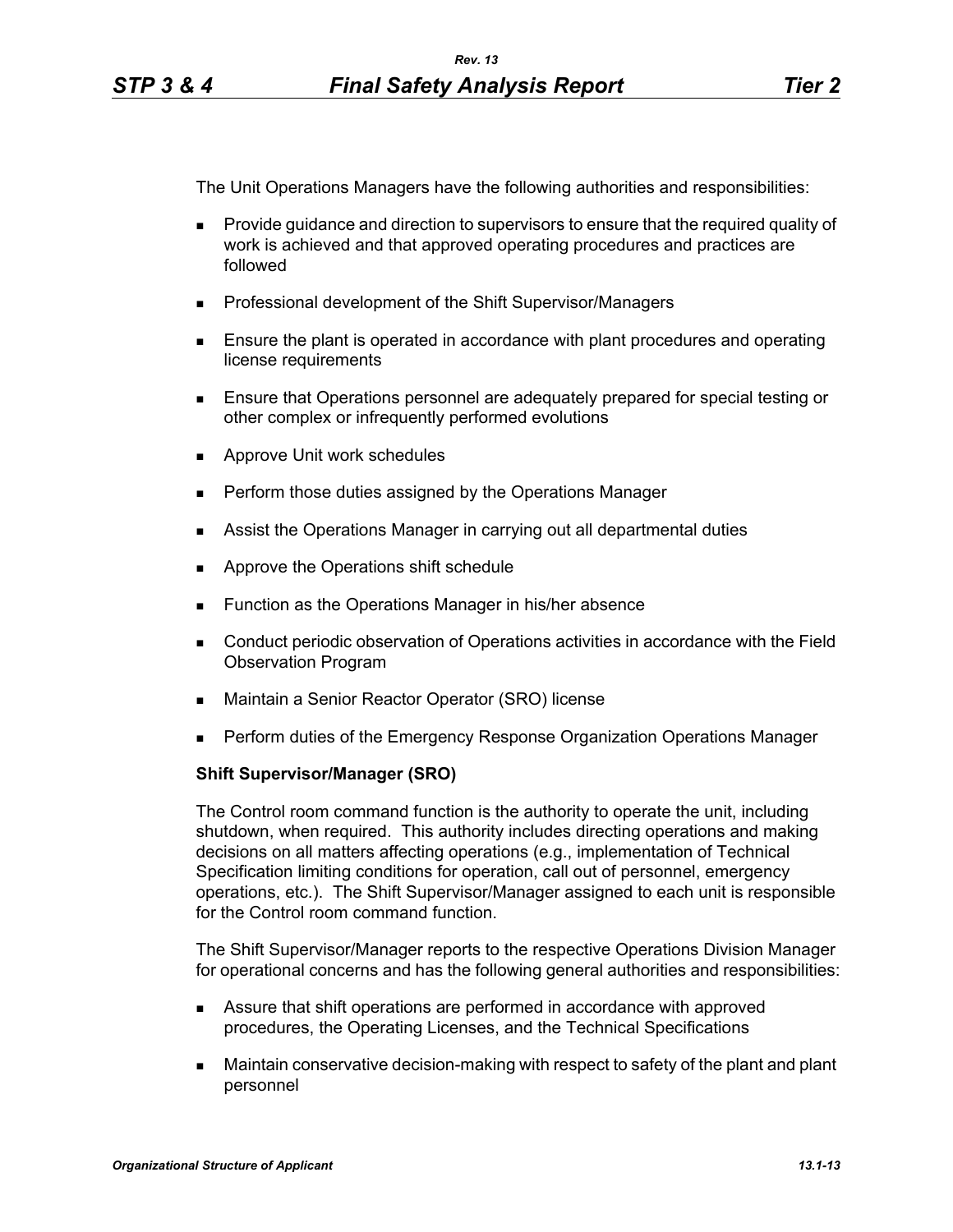The Unit Operations Managers have the following authorities and responsibilities:

- Provide guidance and direction to supervisors to ensure that the required quality of work is achieved and that approved operating procedures and practices are followed
- Professional development of the Shift Supervisor/Managers
- Ensure the plant is operated in accordance with plant procedures and operating license requirements
- Ensure that Operations personnel are adequately prepared for special testing or other complex or infrequently performed evolutions
- Approve Unit work schedules
- Perform those duties assigned by the Operations Manager
- Assist the Operations Manager in carrying out all departmental duties
- Approve the Operations shift schedule
- Function as the Operations Manager in his/her absence
- Conduct periodic observation of Operations activities in accordance with the Field Observation Program
- Maintain a Senior Reactor Operator (SRO) license
- Perform duties of the Emergency Response Organization Operations Manager

**Shift Supervisor/Manager (SRO)**

The Control room command function is the authority to operate the unit, including shutdown, when required. This authority includes directing operations and making decisions on all matters affecting operations (e.g., implementation of Technical Specification limiting conditions for operation, call out of personnel, emergency operations, etc.). The Shift Supervisor/Manager assigned to each unit is responsible for the Control room command function.

The Shift Supervisor/Manager reports to the respective Operations Division Manager for operational concerns and has the following general authorities and responsibilities:

- Assure that shift operations are performed in accordance with approved procedures, the Operating Licenses, and the Technical Specifications
- Maintain conservative decision-making with respect to safety of the plant and plant personnel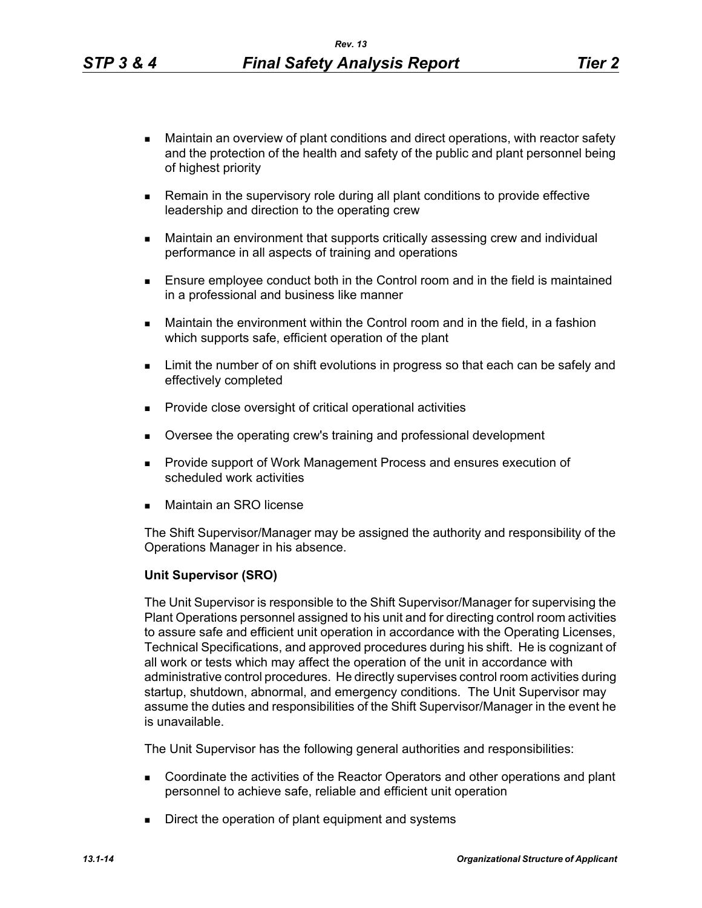- Maintain an overview of plant conditions and direct operations, with reactor safety and the protection of the health and safety of the public and plant personnel being of highest priority
- Remain in the supervisory role during all plant conditions to provide effective leadership and direction to the operating crew
- Maintain an environment that supports critically assessing crew and individual performance in all aspects of training and operations
- Ensure employee conduct both in the Control room and in the field is maintained in a professional and business like manner
- Maintain the environment within the Control room and in the field, in a fashion which supports safe, efficient operation of the plant
- Limit the number of on shift evolutions in progress so that each can be safely and effectively completed
- Provide close oversight of critical operational activities
- Oversee the operating crew's training and professional development
- Provide support of Work Management Process and ensures execution of scheduled work activities
- Maintain an SRO license

The Shift Supervisor/Manager may be assigned the authority and responsibility of the Operations Manager in his absence.

**Unit Supervisor (SRO)**

The Unit Supervisor is responsible to the Shift Supervisor/Manager for supervising the Plant Operations personnel assigned to his unit and for directing control room activities to assure safe and efficient unit operation in accordance with the Operating Licenses, Technical Specifications, and approved procedures during his shift. He is cognizant of all work or tests which may affect the operation of the unit in accordance with administrative control procedures. He directly supervises control room activities during startup, shutdown, abnormal, and emergency conditions. The Unit Supervisor may assume the duties and responsibilities of the Shift Supervisor/Manager in the event he is unavailable.

The Unit Supervisor has the following general authorities and responsibilities:

- Coordinate the activities of the Reactor Operators and other operations and plant personnel to achieve safe, reliable and efficient unit operation
- Direct the operation of plant equipment and systems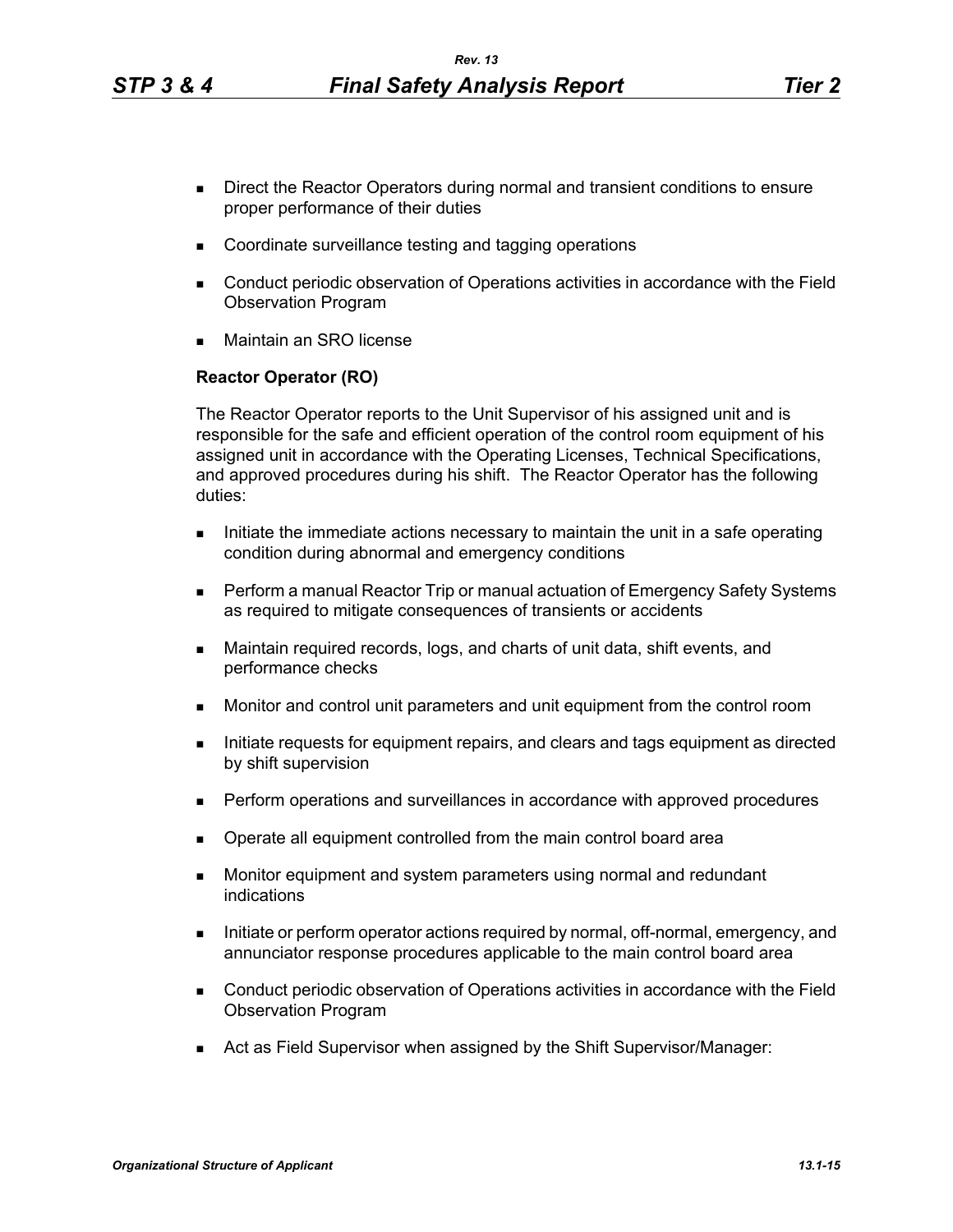- Direct the Reactor Operators during normal and transient conditions to ensure proper performance of their duties
- Coordinate surveillance testing and tagging operations
- Conduct periodic observation of Operations activities in accordance with the Field Observation Program
- Maintain an SRO license

**Reactor Operator (RO)**

The Reactor Operator reports to the Unit Supervisor of his assigned unit and is responsible for the safe and efficient operation of the control room equipment of his assigned unit in accordance with the Operating Licenses, Technical Specifications, and approved procedures during his shift. The Reactor Operator has the following duties:

- Initiate the immediate actions necessary to maintain the unit in a safe operating condition during abnormal and emergency conditions
- Perform a manual Reactor Trip or manual actuation of Emergency Safety Systems as required to mitigate consequences of transients or accidents
- Maintain required records, logs, and charts of unit data, shift events, and performance checks
- Monitor and control unit parameters and unit equipment from the control room
- Initiate requests for equipment repairs, and clears and tags equipment as directed by shift supervision
- Perform operations and surveillances in accordance with approved procedures
- Operate all equipment controlled from the main control board area
- Monitor equipment and system parameters using normal and redundant indications
- Initiate or perform operator actions required by normal, off-normal, emergency, and annunciator response procedures applicable to the main control board area
- Conduct periodic observation of Operations activities in accordance with the Field Observation Program
- Act as Field Supervisor when assigned by the Shift Supervisor/Manager: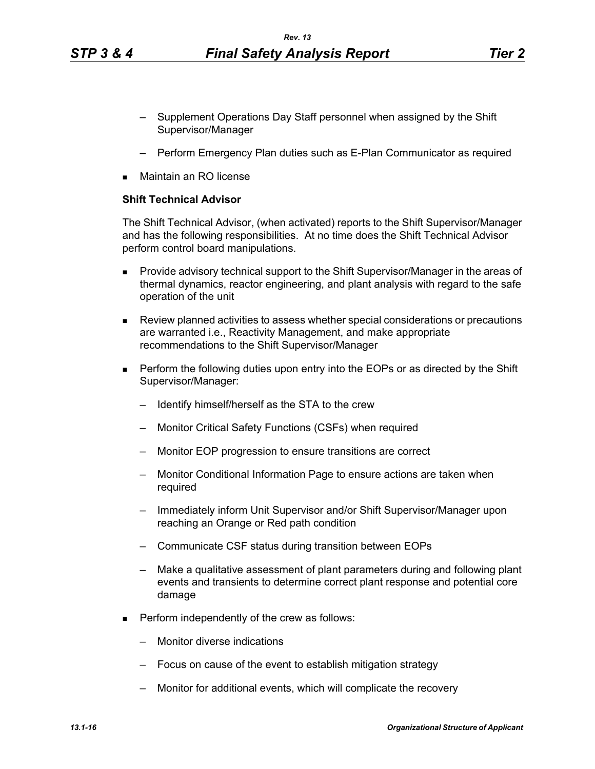- Supplement Operations Day Staff personnel when assigned by the Shift Supervisor/Manager
- Perform Emergency Plan duties such as E-Plan Communicator as required

- Maintain an RO license

**Shift Technical Advisor**

The Shift Technical Advisor, (when activated) reports to the Shift Supervisor/Manager and has the following responsibilities. At no time does the Shift Technical Advisor perform control board manipulations.

- Provide advisory technical support to the Shift Supervisor/Manager in the areas of thermal dynamics, reactor engineering, and plant analysis with regard to the safe operation of the unit
- Review planned activities to assess whether special considerations or precautions are warranted i.e., Reactivity Management, and make appropriate recommendations to the Shift Supervisor/Manager
- Perform the following duties upon entry into the EOPs or as directed by the Shift Supervisor/Manager:
  - Identify himself/herself as the STA to the crew
  - Monitor Critical Safety Functions (CSFs) when required
  - Monitor EOP progression to ensure transitions are correct
  - Monitor Conditional Information Page to ensure actions are taken when required
  - Immediately inform Unit Supervisor and/or Shift Supervisor/Manager upon reaching an Orange or Red path condition
  - Communicate CSF status during transition between EOPs
  - Make a qualitative assessment of plant parameters during and following plant events and transients to determine correct plant response and potential core damage
- Perform independently of the crew as follows:
  - Monitor diverse indications
  - Focus on cause of the event to establish mitigation strategy
  - Monitor for additional events, which will complicate the recovery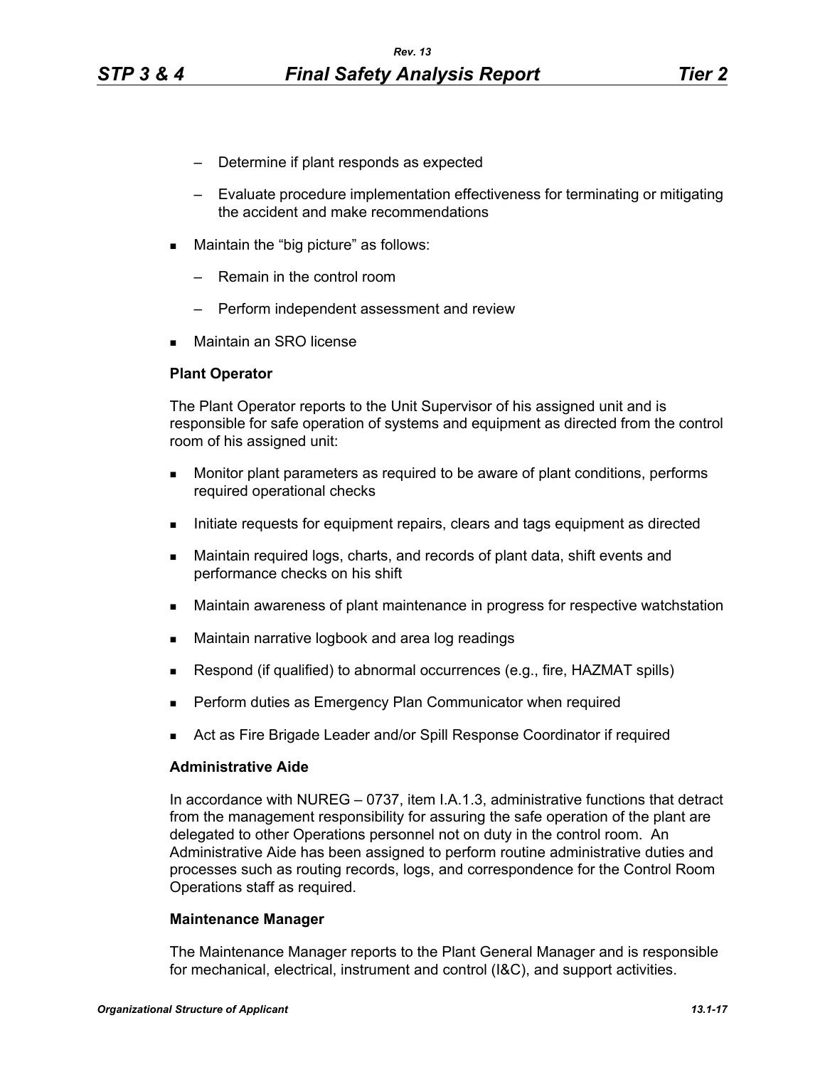- Determine if plant responds as expected
  - Evaluate procedure implementation effectiveness for terminating or mitigating the accident and make recommendations
- Maintain the "big picture" as follows:
  - Remain in the control room
  - Perform independent assessment and review
- Maintain an SRO license

**Plant Operator**

The Plant Operator reports to the Unit Supervisor of his assigned unit and is responsible for safe operation of systems and equipment as directed from the control room of his assigned unit:

- Monitor plant parameters as required to be aware of plant conditions, performs required operational checks
- Initiate requests for equipment repairs, clears and tags equipment as directed
- Maintain required logs, charts, and records of plant data, shift events and performance checks on his shift
- Maintain awareness of plant maintenance in progress for respective watchstation
- Maintain narrative logbook and area log readings
- Respond (if qualified) to abnormal occurrences (e.g., fire, HAZMAT spills)
- Perform duties as Emergency Plan Communicator when required
- Act as Fire Brigade Leader and/or Spill Response Coordinator if required

**Administrative Aide**

In accordance with NUREG – 0737, item I.A.1.3, administrative functions that detract from the management responsibility for assuring the safe operation of the plant are delegated to other Operations personnel not on duty in the control room. An Administrative Aide has been assigned to perform routine administrative duties and processes such as routing records, logs, and correspondence for the Control Room Operations staff as required.

**Maintenance Manager**

The Maintenance Manager reports to the Plant General Manager and is responsible for mechanical, electrical, instrument and control (I&C), and support activities.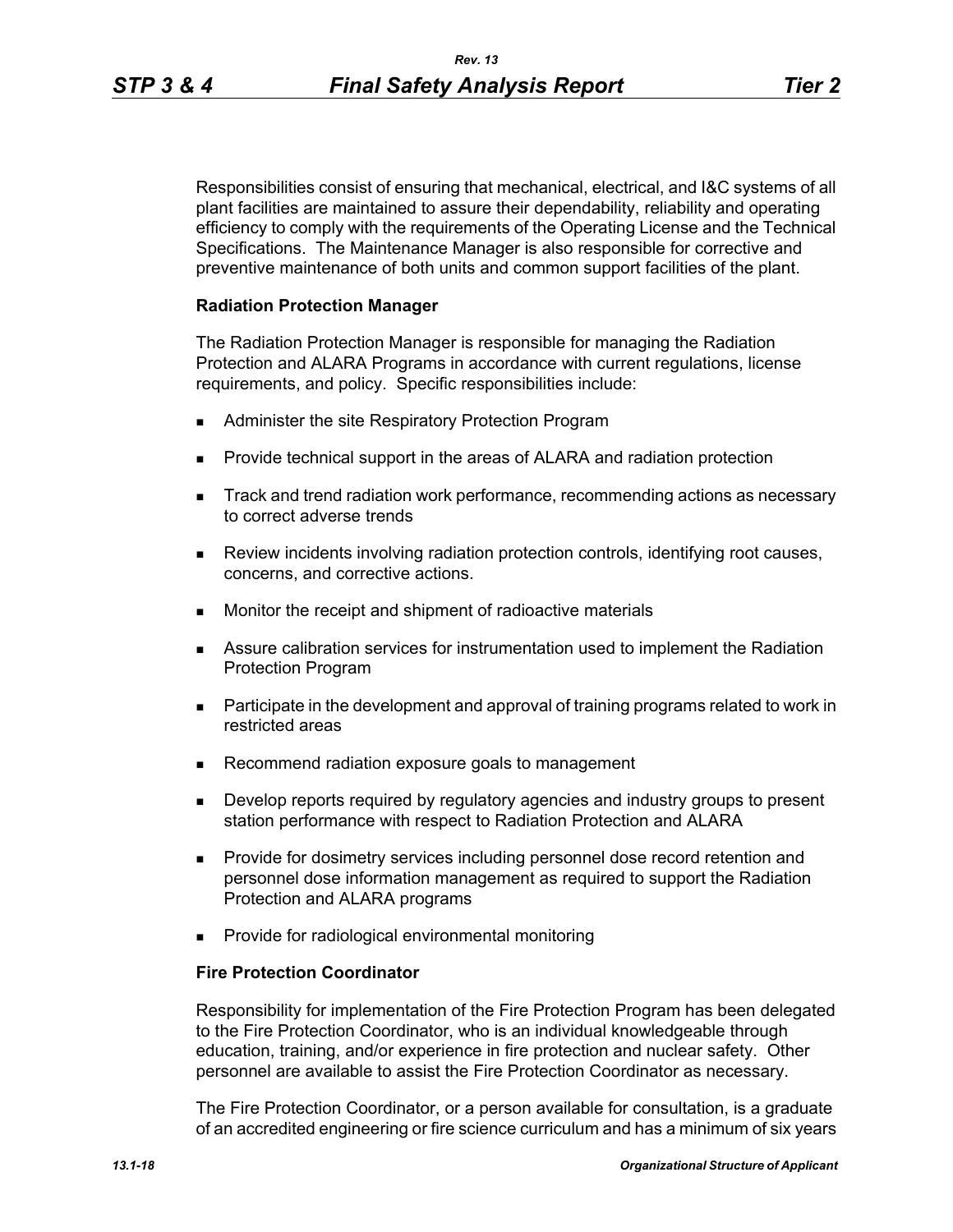Responsibilities consist of ensuring that mechanical, electrical, and I&C systems of all plant facilities are maintained to assure their dependability, reliability and operating efficiency to comply with the requirements of the Operating License and the Technical Specifications. The Maintenance Manager is also responsible for corrective and preventive maintenance of both units and common support facilities of the plant.

**Radiation Protection Manager**

The Radiation Protection Manager is responsible for managing the Radiation Protection and ALARA Programs in accordance with current regulations, license requirements, and policy. Specific responsibilities include:

- Administer the site Respiratory Protection Program
- Provide technical support in the areas of ALARA and radiation protection
- Track and trend radiation work performance, recommending actions as necessary to correct adverse trends
- Review incidents involving radiation protection controls, identifying root causes, concerns, and corrective actions.
- Monitor the receipt and shipment of radioactive materials
- Assure calibration services for instrumentation used to implement the Radiation Protection Program
- Participate in the development and approval of training programs related to work in restricted areas
- Recommend radiation exposure goals to management
- Develop reports required by regulatory agencies and industry groups to present station performance with respect to Radiation Protection and ALARA
- Provide for dosimetry services including personnel dose record retention and personnel dose information management as required to support the Radiation Protection and ALARA programs
- Provide for radiological environmental monitoring

**Fire Protection Coordinator**

Responsibility for implementation of the Fire Protection Program has been delegated to the Fire Protection Coordinator, who is an individual knowledgeable through education, training, and/or experience in fire protection and nuclear safety. Other personnel are available to assist the Fire Protection Coordinator as necessary.

The Fire Protection Coordinator, or a person available for consultation, is a graduate of an accredited engineering or fire science curriculum and has a minimum of six years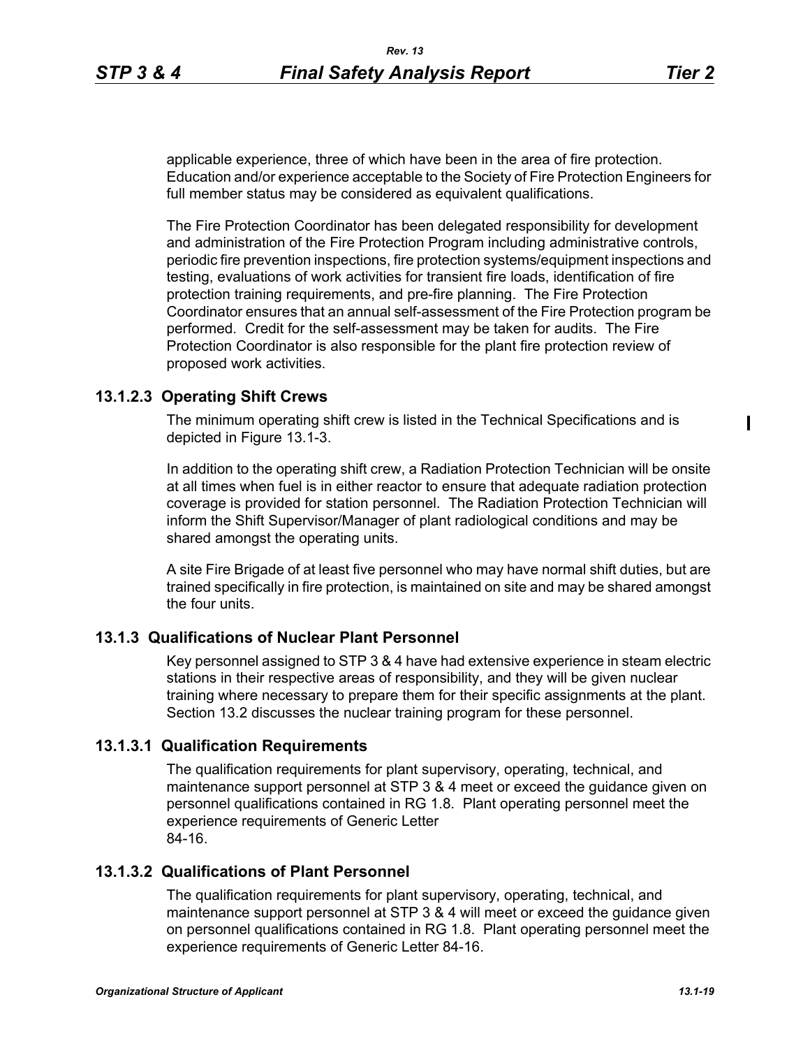applicable experience, three of which have been in the area of fire protection. Education and/or experience acceptable to the Society of Fire Protection Engineers for full member status may be considered as equivalent qualifications.

The Fire Protection Coordinator has been delegated responsibility for development and administration of the Fire Protection Program including administrative controls, periodic fire prevention inspections, fire protection systems/equipment inspections and testing, evaluations of work activities for transient fire loads, identification of fire protection training requirements, and pre-fire planning. The Fire Protection Coordinator ensures that an annual self-assessment of the Fire Protection program be performed. Credit for the self-assessment may be taken for audits. The Fire Protection Coordinator is also responsible for the plant fire protection review of proposed work activities.

### 13.1.2.3 Operating Shift Crews

The minimum operating shift crew is listed in the Technical Specifications and is depicted in Figure 13.1-3.

In addition to the operating shift crew, a Radiation Protection Technician will be onsite at all times when fuel is in either reactor to ensure that adequate radiation protection coverage is provided for station personnel. The Radiation Protection Technician will inform the Shift Supervisor/Manager of plant radiological conditions and may be shared amongst the operating units.

A site Fire Brigade of at least five personnel who may have normal shift duties, but are trained specifically in fire protection, is maintained on site and may be shared amongst the four units.

## 13.1.3 Qualifications of Nuclear Plant Personnel

Key personnel assigned to STP 3 & 4 have had extensive experience in steam electric stations in their respective areas of responsibility, and they will be given nuclear training where necessary to prepare them for their specific assignments at the plant. Section 13.2 discusses the nuclear training program for these personnel.

### 13.1.3.1 Qualification Requirements

The qualification requirements for plant supervisory, operating, technical, and maintenance support personnel at STP 3 & 4 meet or exceed the guidance given on personnel qualifications contained in RG 1.8. Plant operating personnel meet the experience requirements of Generic Letter 84-16.

### 13.1.3.2 Qualifications of Plant Personnel

The qualification requirements for plant supervisory, operating, technical, and maintenance support personnel at STP 3 & 4 will meet or exceed the guidance given on personnel qualifications contained in RG 1.8. Plant operating personnel meet the experience requirements of Generic Letter 84-16.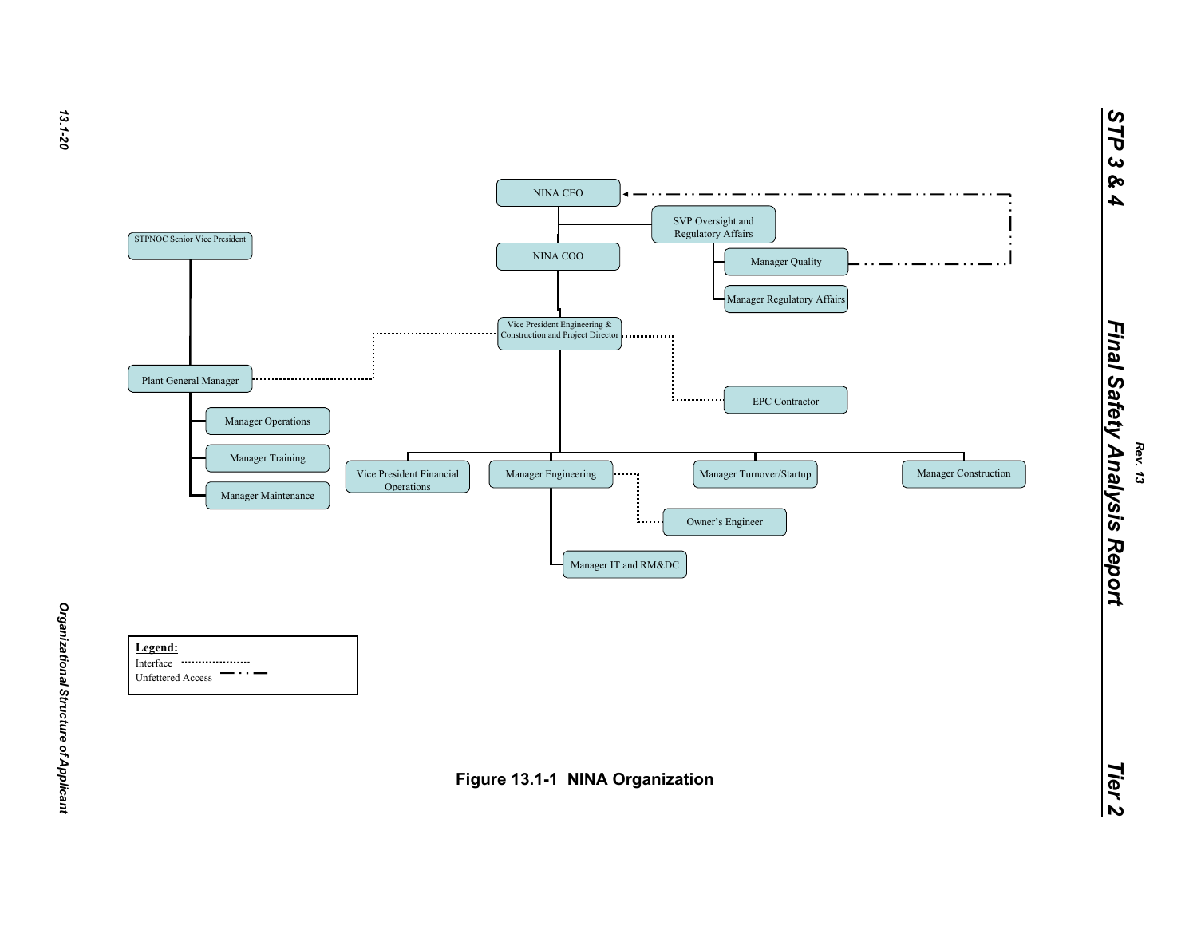NINA CEO

SVP Oversight and Regulatory Affairs

NINA COO

Manager Quality

Manager Regulatory Affairs

STPNOC Senior Vice President

Vice President Engineering & Construction and Project Director

Plant General Manager

EPC Contractor

Manager Operations

Manager Training

Manager Maintenance

Vice President Financial Operations

Manager Engineering

Manager Turnover/Startup

Manager Construction

Owner's Engineer

Manager IT and RM&DC

**Legend:**

Interface ....................

Unfettered Access — · · —

**Figure 13.1-1 NINA Organization**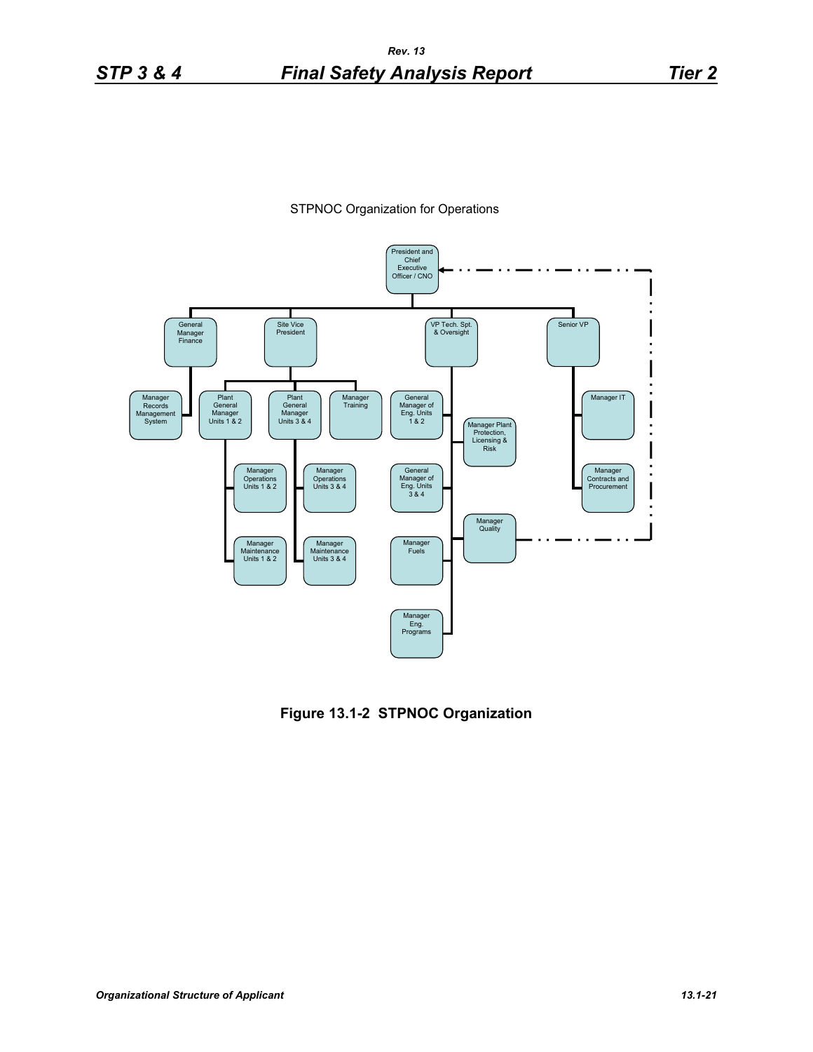STPNOC Organization for Operations

- President and Chief Executive Officer / CNO
  - General Manager Finance
    - Manager Records Management System
  - Site Vice President
    - Plant General Manager Units 1 & 2
      - Manager Operations Units 1 & 2
      - Manager Maintenance Units 1 & 2
    - Plant General Manager Units 3 & 4
      - Manager Operations Units 3 & 4
      - Manager Maintenance Units 3 & 4
    - Manager Training
  - VP Tech. Spt. & Oversight
    - General Manager of Eng. Units 1 & 2
    - Manager Plant Protection, Licensing & Risk
    - General Manager of Eng. Units 3 & 4
    - Manager Quality
    - Manager Fuels
    - Manager Eng. Programs
  - Senior VP
    - Manager IT
    - Manager Contracts and Procurement

Manager Quality also has a dashed line to the President and Chief Executive Officer / CNO.

**Figure 13.1-2 STPNOC Organization**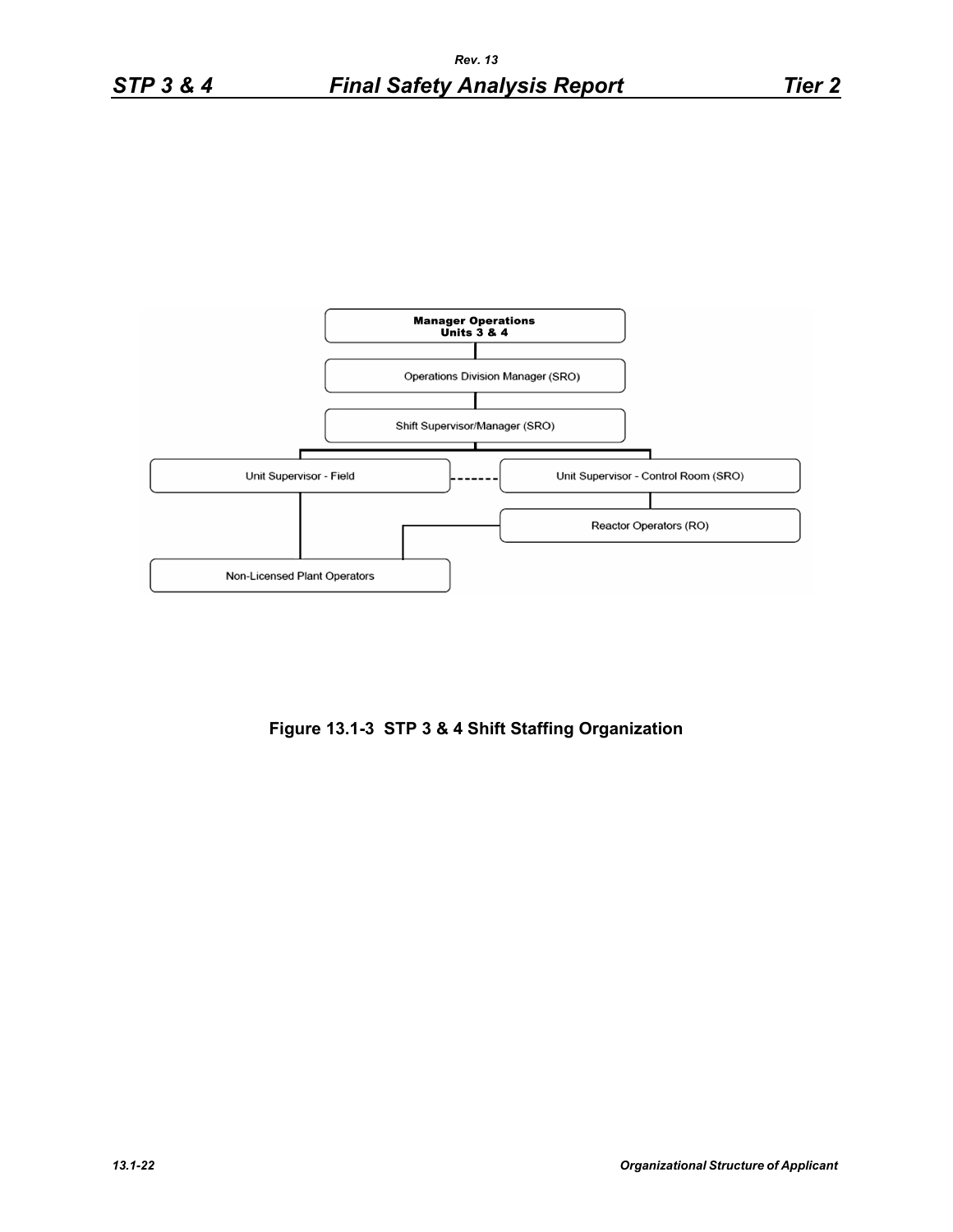Manager Operations
Units 3 & 4

Operations Division Manager (SRO)

Shift Supervisor/Manager (SRO)

Unit Supervisor - Field

Unit Supervisor - Control Room (SRO)

Reactor Operators (RO)

Non-Licensed Plant Operators

**Figure 13.1-3 STP 3 & 4 Shift Staffing Organization**